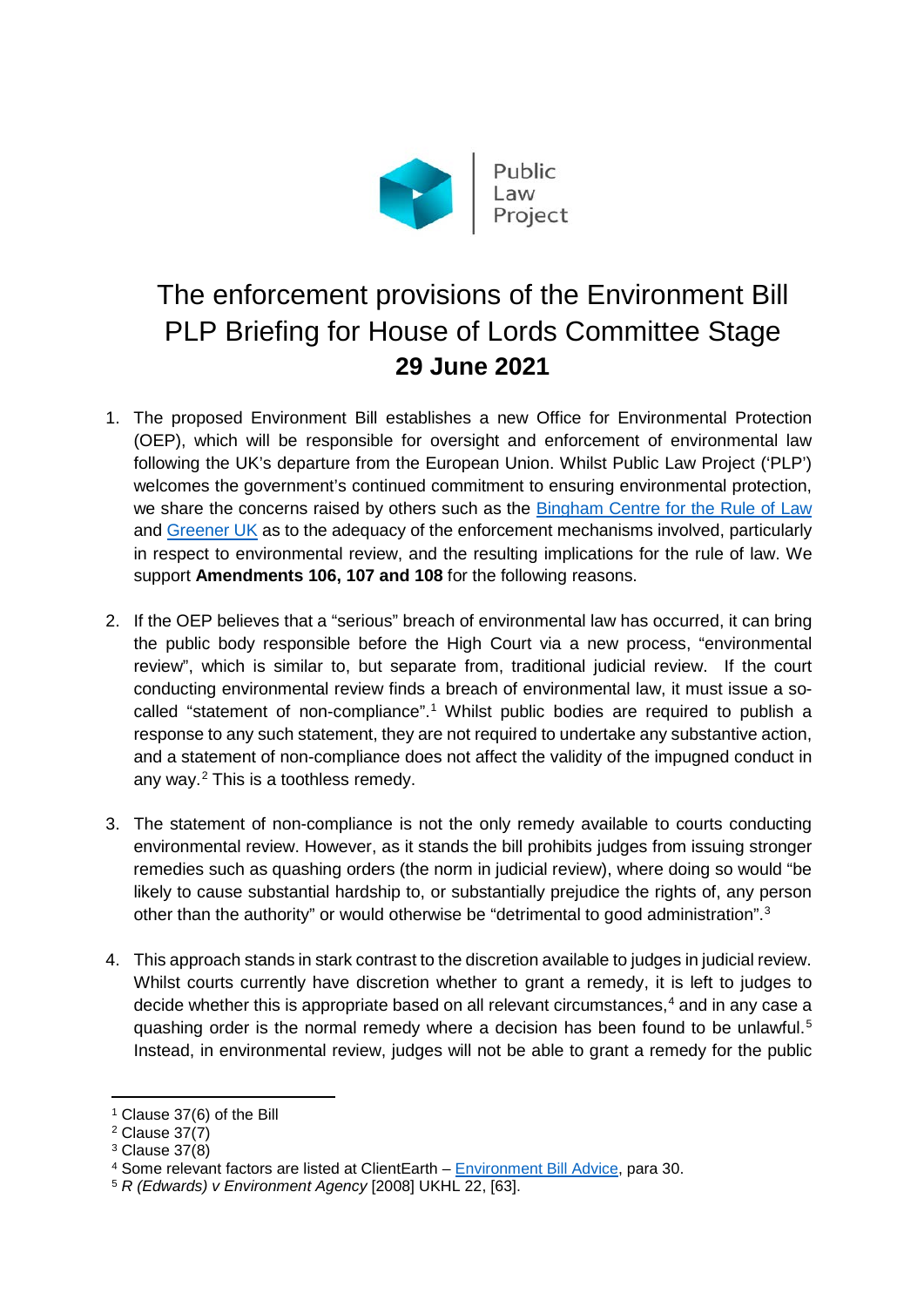# The enforcement provisions of the Environment Bill PLP Briefing for House of Lords Committee Stage

## 29 June 2021

1. The proposed Environment Bill establishes a new Office for Environmental Protection (OEP), which will be responsible for oversight and enforcement of environmental law following the UK's departure from the European Union. Whilst Public Law Project ('PLP') welcomes the government's continued commitment to ensuring environmental protection, we share the concerns raised by others such as the Bingham Centre for the Rule of Law and Greener UK as to the adequacy of the enforcement mechanisms involved, particularly in respect to environmental review, and the resulting implications for the rule of law. We support **Amendments 106, 107 and 108** for the following reasons.

2. If the OEP believes that a "serious" breach of environmental law has occurred, it can bring the public body responsible before the High Court via a new process, "environmental review", which is similar to, but separate from, traditional judicial review. If the court conducting environmental review finds a breach of environmental law, it must issue a so-called "statement of non-compliance".[1] Whilst public bodies are required to publish a response to any such statement, they are not required to undertake any substantive action, and a statement of non-compliance does not affect the validity of the impugned conduct in any way.[2] This is a toothless remedy.

3. The statement of non-compliance is not the only remedy available to courts conducting environmental review. However, as it stands the bill prohibits judges from issuing stronger remedies such as quashing orders (the norm in judicial review), where doing so would "be likely to cause substantial hardship to, or substantially prejudice the rights of, any person other than the authority" or would otherwise be "detrimental to good administration".[3]

4. This approach stands in stark contrast to the discretion available to judges in judicial review. Whilst courts currently have discretion whether to grant a remedy, it is left to judges to decide whether this is appropriate based on all relevant circumstances,[4] and in any case a quashing order is the normal remedy where a decision has been found to be unlawful.[5] Instead, in environmental review, judges will not be able to grant a remedy for the public

---

[1] Clause 37(6) of the Bill

[2] Clause 37(7)

[3] Clause 37(8)

[4] Some relevant factors are listed at ClientEarth – Environment Bill Advice, para 30.

[5] *R (Edwards) v Environment Agency* [2008] UKHL 22, [63].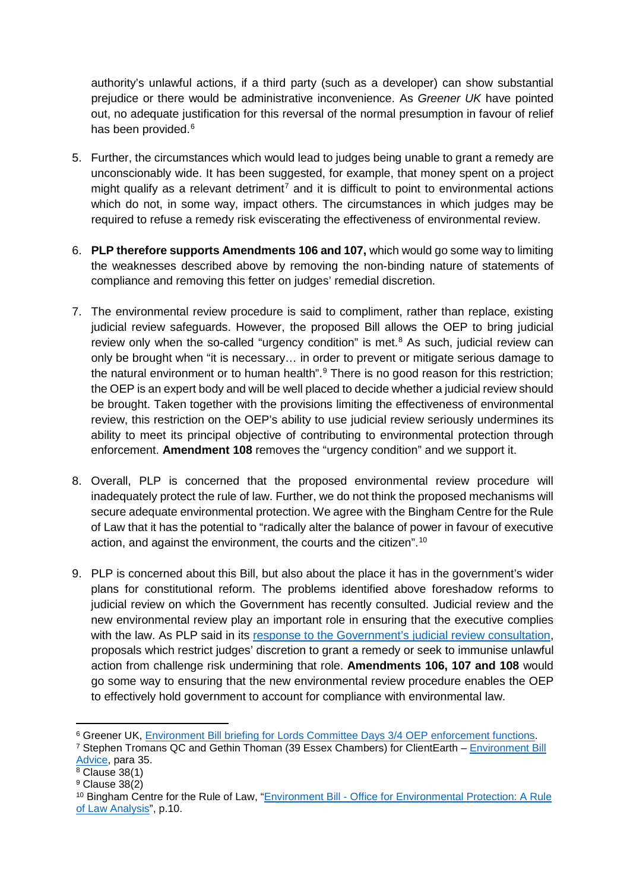authority's unlawful actions, if a third party (such as a developer) can show substantial prejudice or there would be administrative inconvenience. As *Greener UK* have pointed out, no adequate justification for this reversal of the normal presumption in favour of relief has been provided.[6]

5. Further, the circumstances which would lead to judges being unable to grant a remedy are unconscionably wide. It has been suggested, for example, that money spent on a project might qualify as a relevant detriment[7] and it is difficult to point to environmental actions which do not, in some way, impact others. The circumstances in which judges may be required to refuse a remedy risk eviscerating the effectiveness of environmental review.

6. **PLP therefore supports Amendments 106 and 107,** which would go some way to limiting the weaknesses described above by removing the non-binding nature of statements of compliance and removing this fetter on judges' remedial discretion.

7. The environmental review procedure is said to compliment, rather than replace, existing judicial review safeguards. However, the proposed Bill allows the OEP to bring judicial review only when the so-called "urgency condition" is met.[8] As such, judicial review can only be brought when "it is necessary… in order to prevent or mitigate serious damage to the natural environment or to human health".[9] There is no good reason for this restriction; the OEP is an expert body and will be well placed to decide whether a judicial review should be brought. Taken together with the provisions limiting the effectiveness of environmental review, this restriction on the OEP's ability to use judicial review seriously undermines its ability to meet its principal objective of contributing to environmental protection through enforcement. **Amendment 108** removes the "urgency condition" and we support it.

8. Overall, PLP is concerned that the proposed environmental review procedure will inadequately protect the rule of law. Further, we do not think the proposed mechanisms will secure adequate environmental protection. We agree with the Bingham Centre for the Rule of Law that it has the potential to "radically alter the balance of power in favour of executive action, and against the environment, the courts and the citizen".[10]

9. PLP is concerned about this Bill, but also about the place it has in the government's wider plans for constitutional reform. The problems identified above foreshadow reforms to judicial review on which the Government has recently consulted. Judicial review and the new environmental review play an important role in ensuring that the executive complies with the law. As PLP said in its response to the Government's judicial review consultation, proposals which restrict judges' discretion to grant a remedy or seek to immunise unlawful action from challenge risk undermining that role. **Amendments 106, 107 and 108** would go some way to ensuring that the new environmental review procedure enables the OEP to effectively hold government to account for compliance with environmental law.

---

[6] Greener UK, Environment Bill briefing for Lords Committee Days 3/4 OEP enforcement functions.

[7] Stephen Tromans QC and Gethin Thoman (39 Essex Chambers) for ClientEarth – Environment Bill Advice, para 35.

[8] Clause 38(1)

[9] Clause 38(2)

[10] Bingham Centre for the Rule of Law, "Environment Bill - Office for Environmental Protection: A Rule of Law Analysis", p.10.